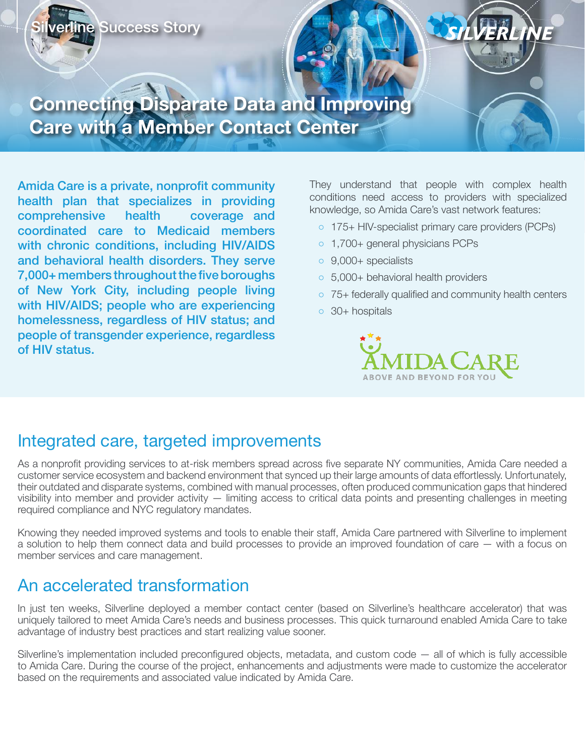Silverline Success Story

# Connecting Disparate Data and Improving Care with a Member Contact Center

**Amida Care is a private, nonprofit community health plan that specializes in providing comprehensive health coverage and coordinated care to Medicaid members with chronic conditions, including HIV/AIDS and behavioral health disorders. They serve 7,000+ members throughout the five boroughs of New York City, including people living with HIV/AIDS; people who are experiencing homelessness, regardless of HIV status; and people of transgender experience, regardless of HIV status.**

They understand that people with complex health conditions need access to providers with specialized knowledge, so Amida Care's vast network features:

- 175+ HIV-specialist primary care providers (PCPs)
- 1,700+ general physicians PCPs
- 9,000+ specialists
- 5,000+ behavioral health providers
- 75+ federally qualified and community health centers
- 30+ hospitals

AMIDA CARE
ABOVE AND BEYOND FOR YOU

## Integrated care, targeted improvements

As a nonprofit providing services to at-risk members spread across five separate NY communities, Amida Care needed a customer service ecosystem and backend environment that synced up their large amounts of data effortlessly. Unfortunately, their outdated and disparate systems, combined with manual processes, often produced communication gaps that hindered visibility into member and provider activity — limiting access to critical data points and presenting challenges in meeting required compliance and NYC regulatory mandates.

Knowing they needed improved systems and tools to enable their staff, Amida Care partnered with Silverline to implement a solution to help them connect data and build processes to provide an improved foundation of care — with a focus on member services and care management.

## An accelerated transformation

In just ten weeks, Silverline deployed a member contact center (based on Silverline's healthcare accelerator) that was uniquely tailored to meet Amida Care's needs and business processes. This quick turnaround enabled Amida Care to take advantage of industry best practices and start realizing value sooner.

Silverline's implementation included preconfigured objects, metadata, and custom code — all of which is fully accessible to Amida Care. During the course of the project, enhancements and adjustments were made to customize the accelerator based on the requirements and associated value indicated by Amida Care.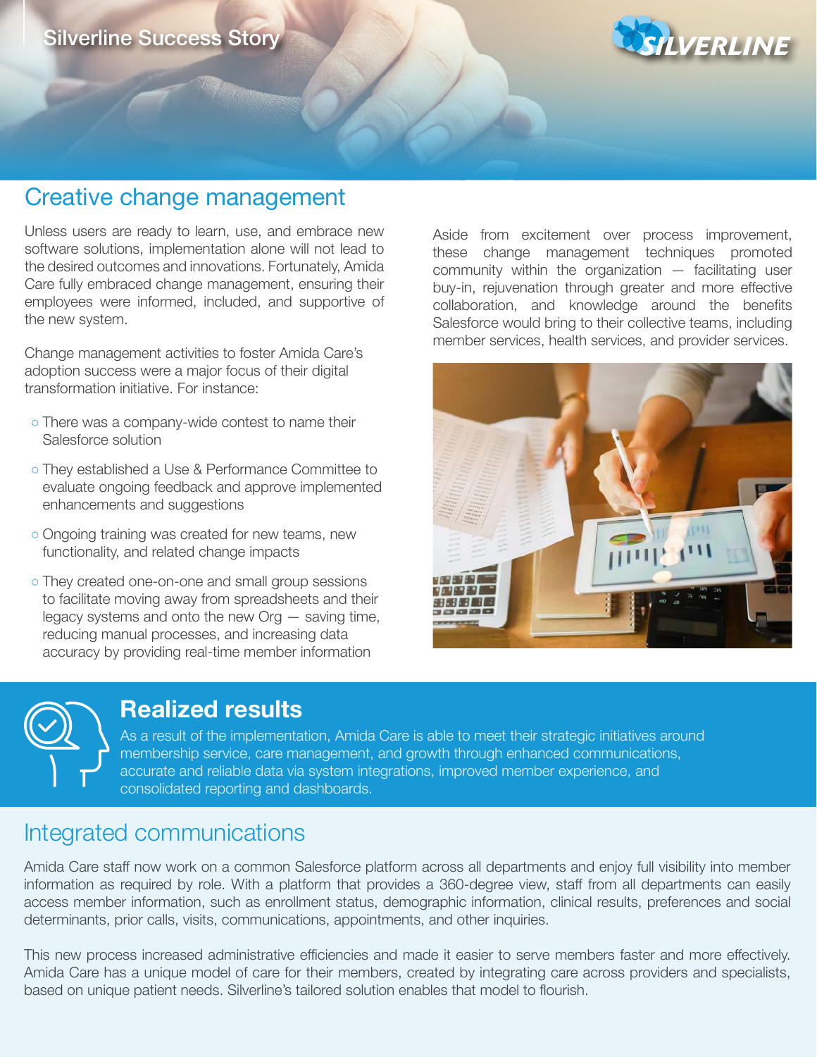## Creative change management

Unless users are ready to learn, use, and embrace new software solutions, implementation alone will not lead to the desired outcomes and innovations. Fortunately, Amida Care fully embraced change management, ensuring their employees were informed, included, and supportive of the new system.

Change management activities to foster Amida Care's adoption success were a major focus of their digital transformation initiative. For instance:

- There was a company-wide contest to name their Salesforce solution
- They established a Use & Performance Committee to evaluate ongoing feedback and approve implemented enhancements and suggestions
- Ongoing training was created for new teams, new functionality, and related change impacts
- They created one-on-one and small group sessions to facilitate moving away from spreadsheets and their legacy systems and onto the new Org — saving time, reducing manual processes, and increasing data accuracy by providing real-time member information

Aside from excitement over process improvement, these change management techniques promoted community within the organization — facilitating user buy-in, rejuvenation through greater and more effective collaboration, and knowledge around the benefits Salesforce would bring to their collective teams, including member services, health services, and provider services.

## Realized results

As a result of the implementation, Amida Care is able to meet their strategic initiatives around membership service, care management, and growth through enhanced communications, accurate and reliable data via system integrations, improved member experience, and consolidated reporting and dashboards.

## Integrated communications

Amida Care staff now work on a common Salesforce platform across all departments and enjoy full visibility into member information as required by role. With a platform that provides a 360-degree view, staff from all departments can easily access member information, such as enrollment status, demographic information, clinical results, preferences and social determinants, prior calls, visits, communications, appointments, and other inquiries.

This new process increased administrative efficiencies and made it easier to serve members faster and more effectively. Amida Care has a unique model of care for their members, created by integrating care across providers and specialists, based on unique patient needs. Silverline's tailored solution enables that model to flourish.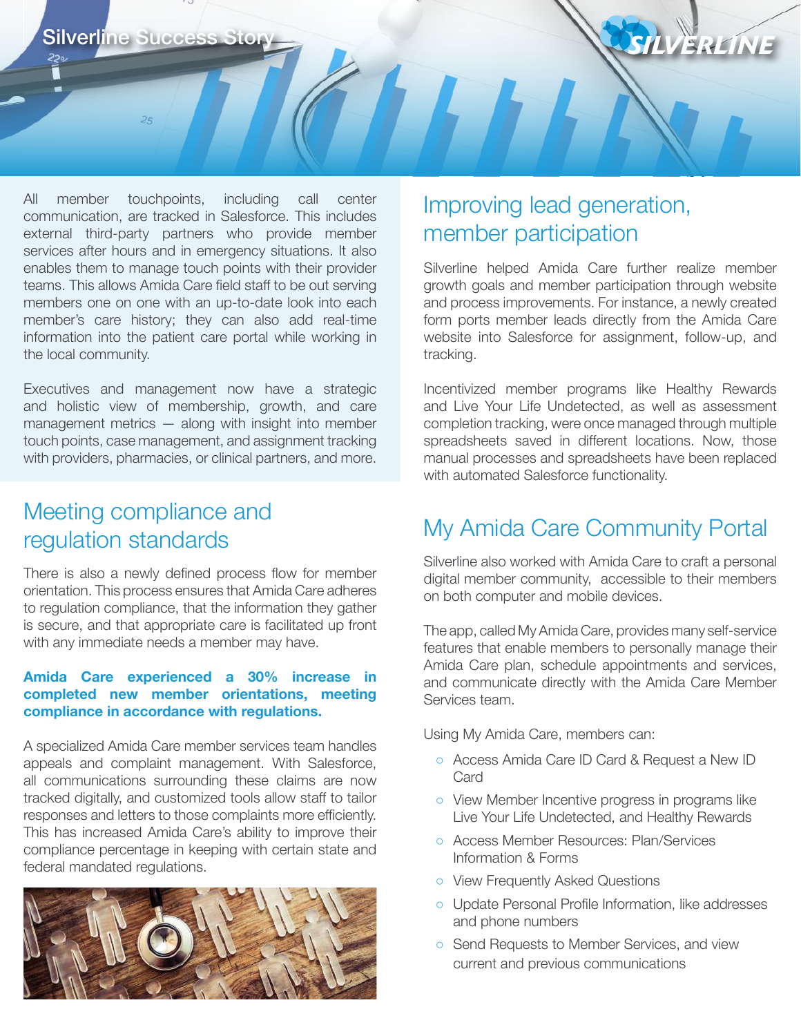All member touchpoints, including call center communication, are tracked in Salesforce. This includes external third-party partners who provide member services after hours and in emergency situations. It also enables them to manage touch points with their provider teams. This allows Amida Care field staff to be out serving members one on one with an up-to-date look into each member's care history; they can also add real-time information into the patient care portal while working in the local community.

Executives and management now have a strategic and holistic view of membership, growth, and care management metrics — along with insight into member touch points, case management, and assignment tracking with providers, pharmacies, or clinical partners, and more.

## Meeting compliance and regulation standards

There is also a newly defined process flow for member orientation. This process ensures that Amida Care adheres to regulation compliance, that the information they gather is secure, and that appropriate care is facilitated up front with any immediate needs a member may have.

**Amida Care experienced a 30% increase in completed new member orientations, meeting compliance in accordance with regulations.**

A specialized Amida Care member services team handles appeals and complaint management. With Salesforce, all communications surrounding these claims are now tracked digitally, and customized tools allow staff to tailor responses and letters to those complaints more efficiently. This has increased Amida Care's ability to improve their compliance percentage in keeping with certain state and federal mandated regulations.

## Improving lead generation, member participation

Silverline helped Amida Care further realize member growth goals and member participation through website and process improvements. For instance, a newly created form ports member leads directly from the Amida Care website into Salesforce for assignment, follow-up, and tracking.

Incentivized member programs like Healthy Rewards and Live Your Life Undetected, as well as assessment completion tracking, were once managed through multiple spreadsheets saved in different locations. Now, those manual processes and spreadsheets have been replaced with automated Salesforce functionality.

## My Amida Care Community Portal

Silverline also worked with Amida Care to craft a personal digital member community, accessible to their members on both computer and mobile devices.

The app, called My Amida Care, provides many self-service features that enable members to personally manage their Amida Care plan, schedule appointments and services, and communicate directly with the Amida Care Member Services team.

Using My Amida Care, members can:

- Access Amida Care ID Card & Request a New ID Card
- View Member Incentive progress in programs like Live Your Life Undetected, and Healthy Rewards
- Access Member Resources: Plan/Services Information & Forms
- View Frequently Asked Questions
- Update Personal Profile Information, like addresses and phone numbers
- Send Requests to Member Services, and view current and previous communications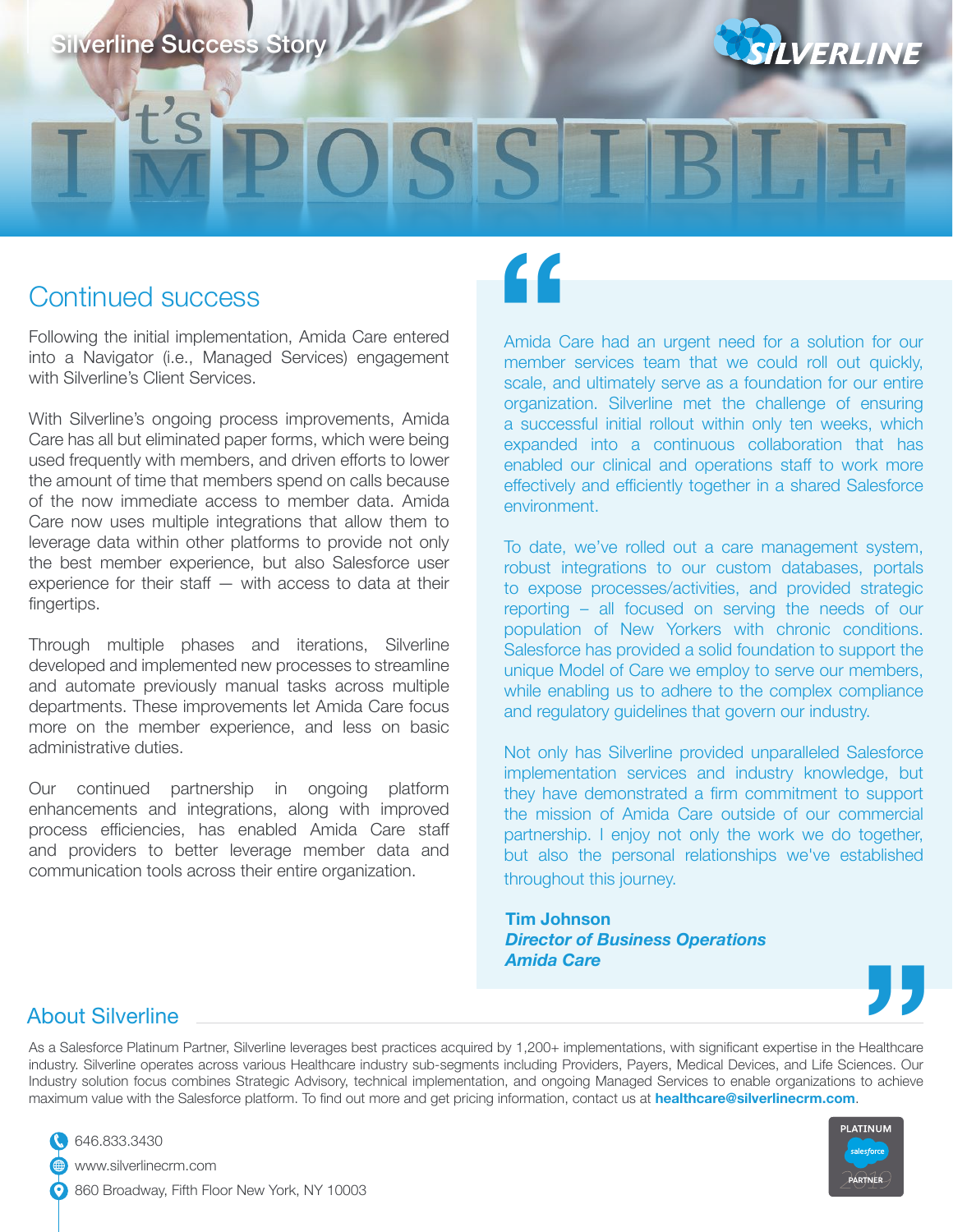Silverline Success Story

## Continued success

Following the initial implementation, Amida Care entered into a Navigator (i.e., Managed Services) engagement with Silverline's Client Services.

With Silverline's ongoing process improvements, Amida Care has all but eliminated paper forms, which were being used frequently with members, and driven efforts to lower the amount of time that members spend on calls because of the now immediate access to member data. Amida Care now uses multiple integrations that allow them to leverage data within other platforms to provide not only the best member experience, but also Salesforce user experience for their staff — with access to data at their fingertips.

Through multiple phases and iterations, Silverline developed and implemented new processes to streamline and automate previously manual tasks across multiple departments. These improvements let Amida Care focus more on the member experience, and less on basic administrative duties.

Our continued partnership in ongoing platform enhancements and integrations, along with improved process efficiencies, has enabled Amida Care staff and providers to better leverage member data and communication tools across their entire organization.

> Amida Care had an urgent need for a solution for our member services team that we could roll out quickly, scale, and ultimately serve as a foundation for our entire organization. Silverline met the challenge of ensuring a successful initial rollout within only ten weeks, which expanded into a continuous collaboration that has enabled our clinical and operations staff to work more effectively and efficiently together in a shared Salesforce environment.
>
> To date, we've rolled out a care management system, robust integrations to our custom databases, portals to expose processes/activities, and provided strategic reporting – all focused on serving the needs of our population of New Yorkers with chronic conditions. Salesforce has provided a solid foundation to support the unique Model of Care we employ to serve our members, while enabling us to adhere to the complex compliance and regulatory guidelines that govern our industry.
>
> Not only has Silverline provided unparalleled Salesforce implementation services and industry knowledge, but they have demonstrated a firm commitment to support the mission of Amida Care outside of our commercial partnership. I enjoy not only the work we do together, but also the personal relationships we've established throughout this journey.
>
> **Tim Johnson**
> ***Director of Business Operations***
> ***Amida Care***

## About Silverline

As a Salesforce Platinum Partner, Silverline leverages best practices acquired by 1,200+ implementations, with significant expertise in the Healthcare industry. Silverline operates across various Healthcare industry sub-segments including Providers, Payers, Medical Devices, and Life Sciences. Our Industry solution focus combines Strategic Advisory, technical implementation, and ongoing Managed Services to enable organizations to achieve maximum value with the Salesforce platform. To find out more and get pricing information, contact us at **healthcare@silverlinecrm.com**.

646.833.3430

www.silverlinecrm.com

860 Broadway, Fifth Floor New York, NY 10003